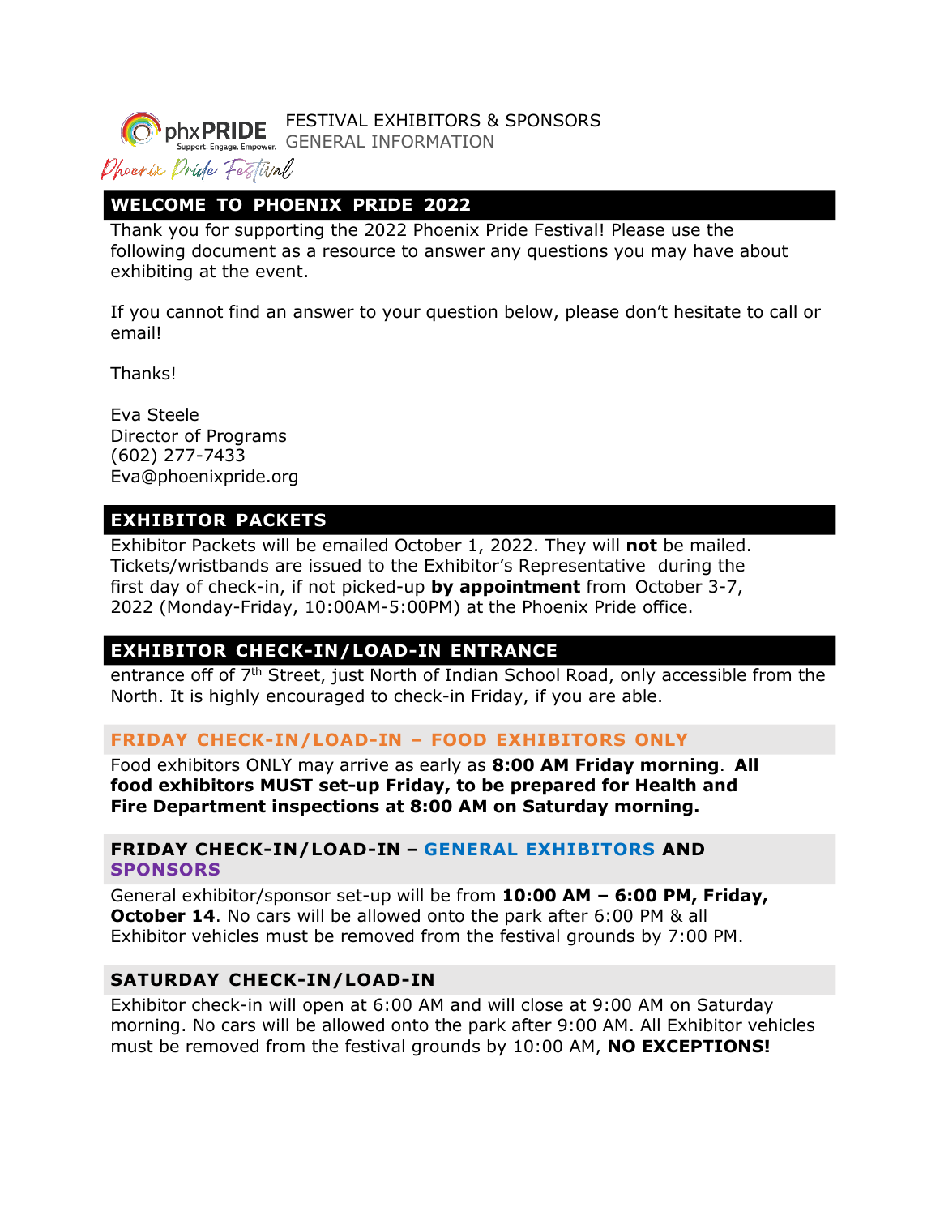phxPRIDE
Support. Engage. Empower.

Phoenix Pride Festival

FESTIVAL EXHIBITORS & SPONSORS
GENERAL INFORMATION

## WELCOME TO PHOENIX PRIDE 2022

Thank you for supporting the 2022 Phoenix Pride Festival! Please use the following document as a resource to answer any questions you may have about exhibiting at the event.

If you cannot find an answer to your question below, please don't hesitate to call or email!

Thanks!

Eva Steele
Director of Programs
(602) 277-7433
Eva@phoenixpride.org

## EXHIBITOR PACKETS

Exhibitor Packets will be emailed October 1, 2022. They will **not** be mailed. Tickets/wristbands are issued to the Exhibitor's Representative during the first day of check-in, if not picked-up **by appointment** from October 3-7, 2022 (Monday-Friday, 10:00AM-5:00PM) at the Phoenix Pride office.

## EXHIBITOR CHECK-IN/LOAD-IN ENTRANCE

entrance off of 7th Street, just North of Indian School Road, only accessible from the North. It is highly encouraged to check-in Friday, if you are able.

### FRIDAY CHECK-IN/LOAD-IN – FOOD EXHIBITORS ONLY

Food exhibitors ONLY may arrive as early as **8:00 AM Friday morning**. **All food exhibitors MUST set-up Friday, to be prepared for Health and Fire Department inspections at 8:00 AM on Saturday morning.**

### FRIDAY CHECK-IN/LOAD-IN – GENERAL EXHIBITORS AND SPONSORS

General exhibitor/sponsor set-up will be from **10:00 AM – 6:00 PM, Friday, October 14**. No cars will be allowed onto the park after 6:00 PM & all Exhibitor vehicles must be removed from the festival grounds by 7:00 PM.

### SATURDAY CHECK-IN/LOAD-IN

Exhibitor check-in will open at 6:00 AM and will close at 9:00 AM on Saturday morning. No cars will be allowed onto the park after 9:00 AM. All Exhibitor vehicles must be removed from the festival grounds by 10:00 AM, **NO EXCEPTIONS!**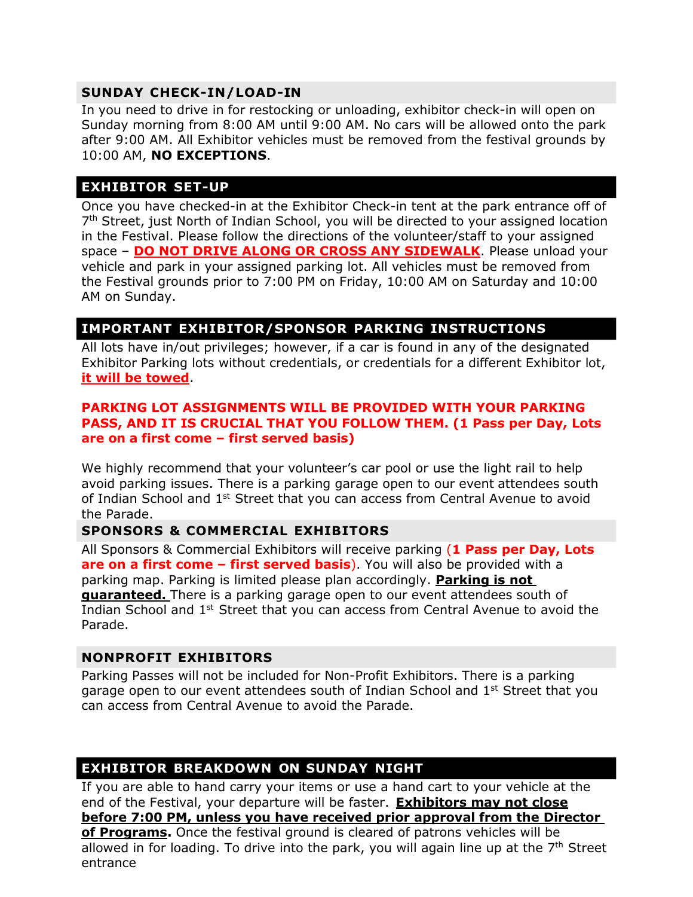## SUNDAY CHECK-IN/LOAD-IN

In you need to drive in for restocking or unloading, exhibitor check-in will open on Sunday morning from 8:00 AM until 9:00 AM. No cars will be allowed onto the park after 9:00 AM. All Exhibitor vehicles must be removed from the festival grounds by 10:00 AM, **NO EXCEPTIONS**.

## EXHIBITOR SET-UP

Once you have checked-in at the Exhibitor Check-in tent at the park entrance off of 7th Street, just North of Indian School, you will be directed to your assigned location in the Festival. Please follow the directions of the volunteer/staff to your assigned space – **DO NOT DRIVE ALONG OR CROSS ANY SIDEWALK**. Please unload your vehicle and park in your assigned parking lot. All vehicles must be removed from the Festival grounds prior to 7:00 PM on Friday, 10:00 AM on Saturday and 10:00 AM on Sunday.

## IMPORTANT EXHIBITOR/SPONSOR PARKING INSTRUCTIONS

All lots have in/out privileges; however, if a car is found in any of the designated Exhibitor Parking lots without credentials, or credentials for a different Exhibitor lot, **it will be towed**.

**PARKING LOT ASSIGNMENTS WILL BE PROVIDED WITH YOUR PARKING PASS, AND IT IS CRUCIAL THAT YOU FOLLOW THEM. (1 Pass per Day, Lots are on a first come – first served basis)**

We highly recommend that your volunteer's car pool or use the light rail to help avoid parking issues. There is a parking garage open to our event attendees south of Indian School and 1st Street that you can access from Central Avenue to avoid the Parade.

## SPONSORS & COMMERCIAL EXHIBITORS

All Sponsors & Commercial Exhibitors will receive parking (**1 Pass per Day, Lots are on a first come – first served basis**). You will also be provided with a parking map. Parking is limited please plan accordingly. **Parking is not guaranteed.** There is a parking garage open to our event attendees south of Indian School and 1st Street that you can access from Central Avenue to avoid the Parade.

## NONPROFIT EXHIBITORS

Parking Passes will not be included for Non-Profit Exhibitors. There is a parking garage open to our event attendees south of Indian School and 1st Street that you can access from Central Avenue to avoid the Parade.

## EXHIBITOR BREAKDOWN ON SUNDAY NIGHT

If you are able to hand carry your items or use a hand cart to your vehicle at the end of the Festival, your departure will be faster. **Exhibitors may not close before 7:00 PM, unless you have received prior approval from the Director of Programs.** Once the festival ground is cleared of patrons vehicles will be allowed in for loading. To drive into the park, you will again line up at the 7th Street entrance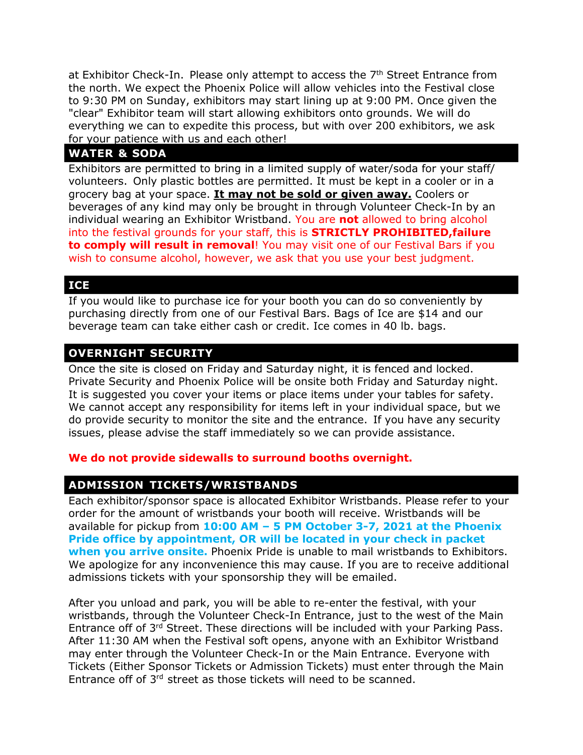at Exhibitor Check-In. Please only attempt to access the 7th Street Entrance from the north. We expect the Phoenix Police will allow vehicles into the Festival close to 9:30 PM on Sunday, exhibitors may start lining up at 9:00 PM. Once given the "clear" Exhibitor team will start allowing exhibitors onto grounds. We will do everything we can to expedite this process, but with over 200 exhibitors, we ask for your patience with us and each other!

## WATER & SODA

Exhibitors are permitted to bring in a limited supply of water/soda for your staff/ volunteers. Only plastic bottles are permitted. It must be kept in a cooler or in a grocery bag at your space. **It may not be sold or given away.** Coolers or beverages of any kind may only be brought in through Volunteer Check-In by an individual wearing an Exhibitor Wristband. You are **not** allowed to bring alcohol into the festival grounds for your staff, this is **STRICTLY PROHIBITED,failure to comply will result in removal**! You may visit one of our Festival Bars if you wish to consume alcohol, however, we ask that you use your best judgment.

## ICE

If you would like to purchase ice for your booth you can do so conveniently by purchasing directly from one of our Festival Bars. Bags of Ice are $14 and our beverage team can take either cash or credit. Ice comes in 40 lb. bags.

## OVERNIGHT SECURITY

Once the site is closed on Friday and Saturday night, it is fenced and locked. Private Security and Phoenix Police will be onsite both Friday and Saturday night. It is suggested you cover your items or place items under your tables for safety. We cannot accept any responsibility for items left in your individual space, but we do provide security to monitor the site and the entrance. If you have any security issues, please advise the staff immediately so we can provide assistance.

**We do not provide sidewalls to surround booths overnight.**

## ADMISSION TICKETS/WRISTBANDS

Each exhibitor/sponsor space is allocated Exhibitor Wristbands. Please refer to your order for the amount of wristbands your booth will receive. Wristbands will be available for pickup from **10:00 AM – 5 PM October 3-7, 2021 at the Phoenix Pride office by appointment, OR will be located in your check in packet when you arrive onsite.** Phoenix Pride is unable to mail wristbands to Exhibitors. We apologize for any inconvenience this may cause. If you are to receive additional admissions tickets with your sponsorship they will be emailed.

After you unload and park, you will be able to re-enter the festival, with your wristbands, through the Volunteer Check-In Entrance, just to the west of the Main Entrance off of 3rd Street. These directions will be included with your Parking Pass. After 11:30 AM when the Festival soft opens, anyone with an Exhibitor Wristband may enter through the Volunteer Check-In or the Main Entrance. Everyone with Tickets (Either Sponsor Tickets or Admission Tickets) must enter through the Main Entrance off of 3rd street as those tickets will need to be scanned.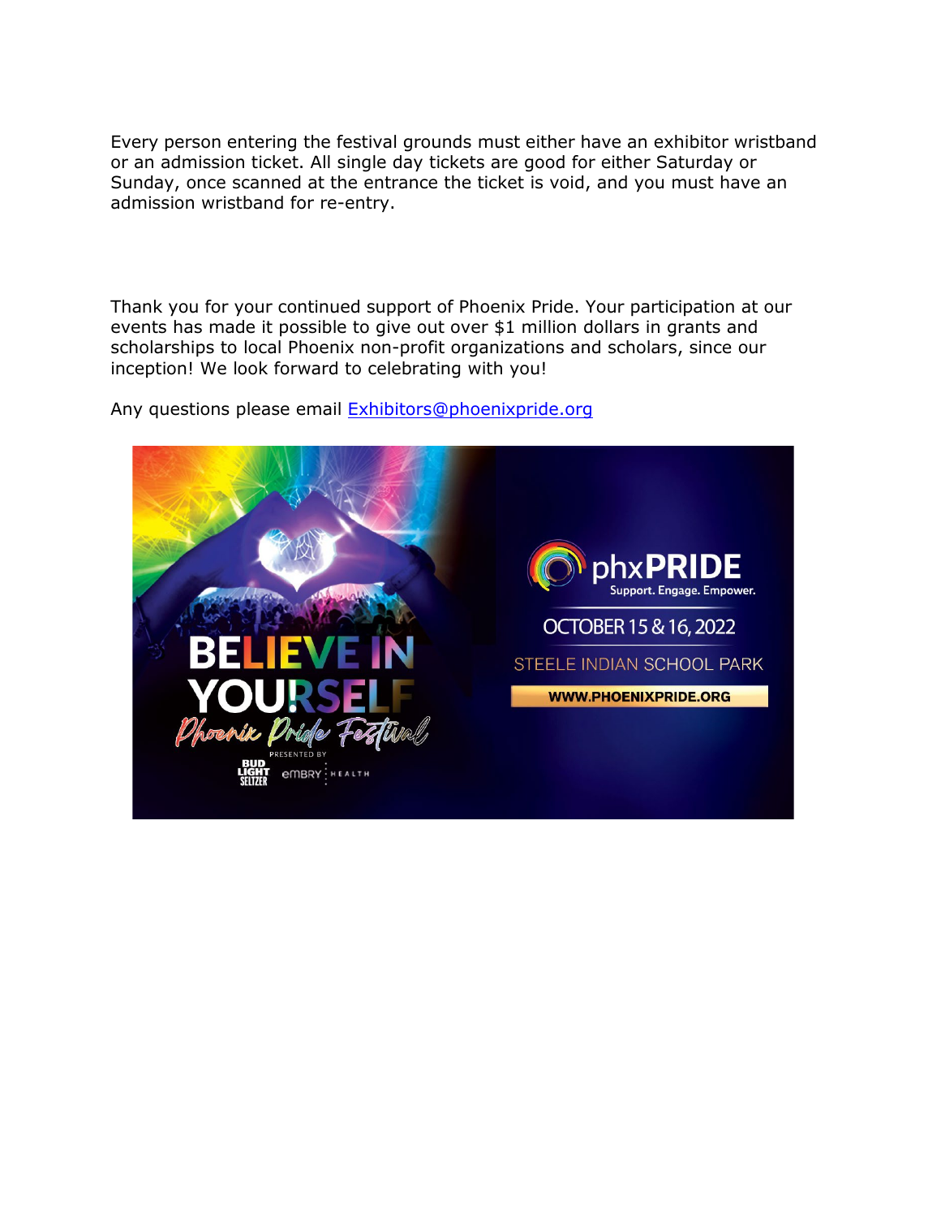Every person entering the festival grounds must either have an exhibitor wristband or an admission ticket. All single day tickets are good for either Saturday or Sunday, once scanned at the entrance the ticket is void, and you must have an admission wristband for re-entry.

Thank you for your continued support of Phoenix Pride. Your participation at our events has made it possible to give out over $1 million dollars in grants and scholarships to local Phoenix non-profit organizations and scholars, since our inception! We look forward to celebrating with you!

Any questions please email [Exhibitors@phoenixpride.org](mailto:Exhibitors@phoenixpride.org)

BELIEVE IN YOURSELF

Phoenix Pride Festival

PRESENTED BY

BUD LIGHT SELTZER

eMBRY HEALTH

phxPRIDE

Support. Engage. Empower.

OCTOBER 15 & 16, 2022

STEELE INDIAN SCHOOL PARK

WWW.PHOENIXPRIDE.ORG